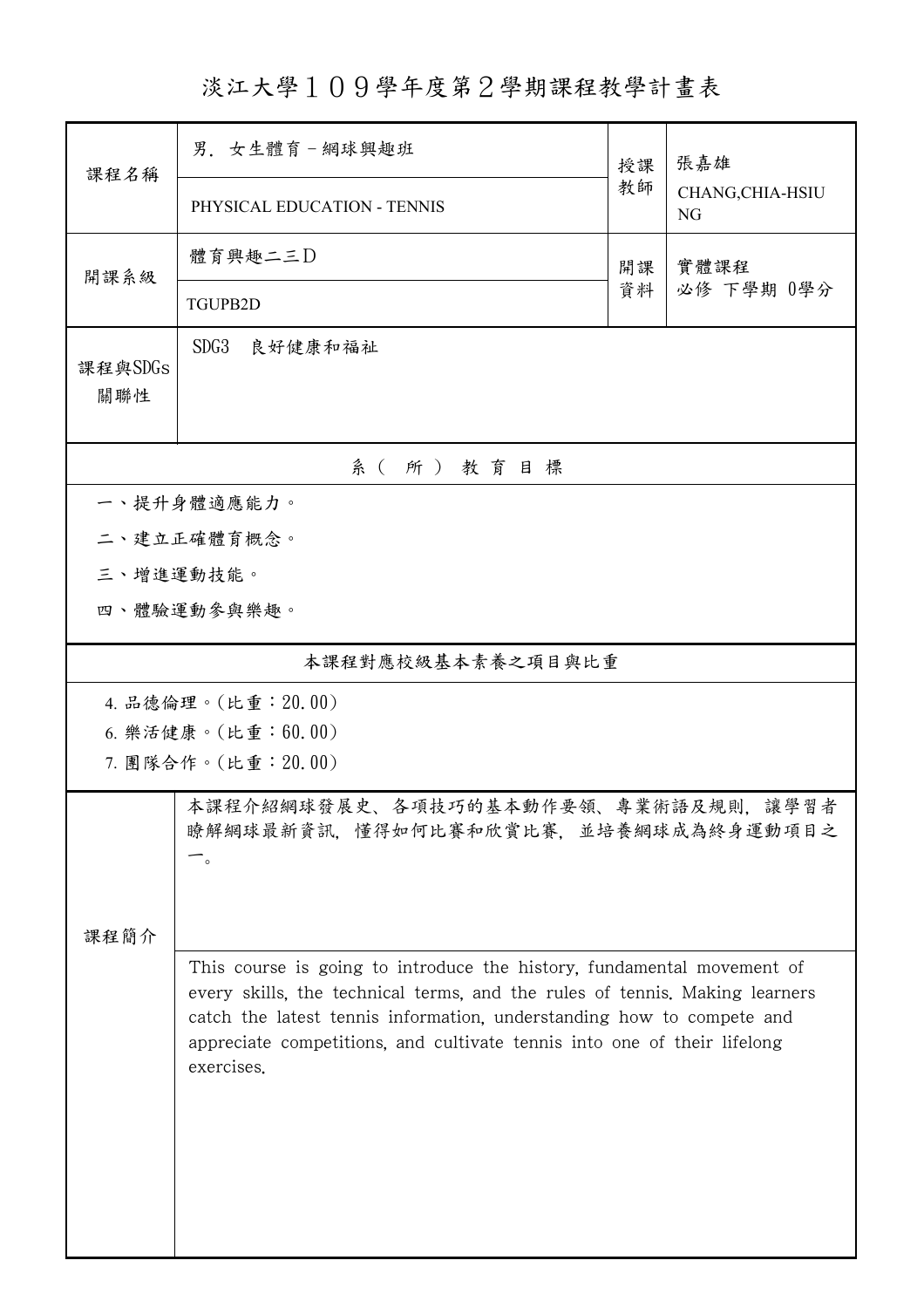# 淡江大學１０９學年度第２學期課程教學計畫表

| 課程名稱 | 男．女生體育－網球與趣班 | 授課教師 | 張嘉雄 |
|---|---|---|---|
| | PHYSICAL EDUCATION - TENNIS | | CHANG,CHIA-HSIUNG |
| 開課系級 | 體育興趣二三D | 開課資料 | 實體課程<br>必修 下學期 0學分 |
| | TGUPB2D | | |
| 課程與SDGs關聯性 | SDG3　良好健康和福祉 | | |

## 系（所）教育目標

一、提升身體適應能力。

二、建立正確體育概念。

三、增進運動技能。

四、體驗運動參與樂趣。

## 本課程對應校級基本素養之項目與比重

4. 品德倫理。(比重：20.00)
6. 樂活健康。(比重：60.00)
7. 團隊合作。(比重：20.00)

## 課程簡介

本課程介紹網球發展史、各項技巧的基本動作要領、專業術語及規則，讓學習者瞭解網球最新資訊，懂得如何比賽和欣賞比賽，並培養網球成為終身運動項目之一。

This course is going to introduce the history, fundamental movement of every skills, the technical terms, and the rules of tennis. Making learners catch the latest tennis information, understanding how to compete and appreciate competitions, and cultivate tennis into one of their lifelong exercises.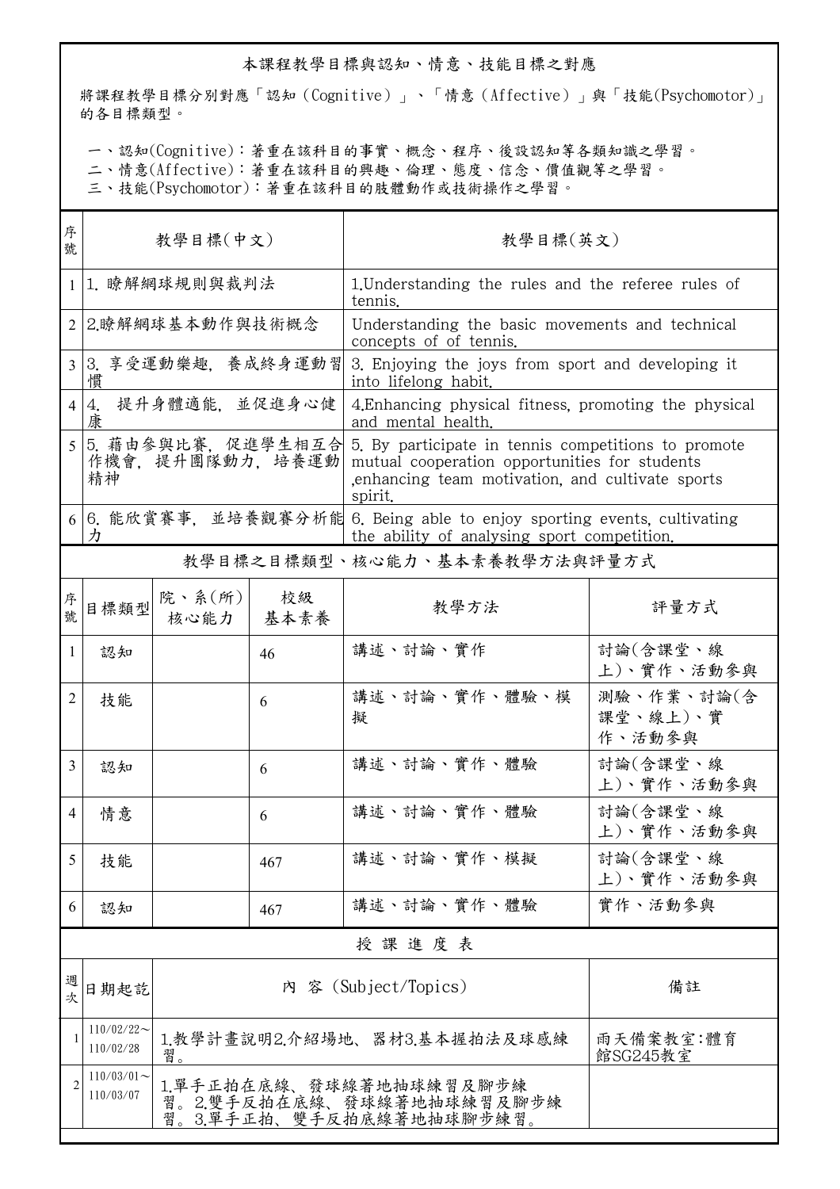## 本課程教學目標與認知、情意、技能目標之對應

將課程教學目標分別對應「認知（Cognitive）」、「情意（Affective）」與「技能(Psychomotor)」的各目標類型。

一、認知(Cognitive)：著重在該科目的事實、概念、程序、後設認知等各類知識之學習。
二、情意(Affective)：著重在該科目的興趣、倫理、態度、信念、價值觀等之學習。
三、技能(Psychomotor)：著重在該科目的肢體動作或技術操作之學習。

| 序號 | 教學目標(中文) | 教學目標(英文) |
|---|---|---|
| 1 | 1. 瞭解網球規則與裁判法 | 1.Understanding the rules and the referee rules of tennis. |
| 2 | 2.瞭解網球基本動作與技術概念 | Understanding the basic movements and technical concepts of of tennis. |
| 3 | 3. 享受運動樂趣，養成終身運動習慣 | 3. Enjoying the joys from sport and developing it into lifelong habit. |
| 4 | 4. 提升身體適能，並促進身心健康 | 4.Enhancing physical fitness, promoting the physical and mental health. |
| 5 | 5. 藉由參與比賽，促進學生相互合作機會，提升團隊動力，培養運動精神 | 5. By participate in tennis competitions to promote mutual cooperation opportunities for students ,enhancing team motivation, and cultivate sports spirit. |
| 6 | 6. 能欣賞賽事，並培養觀賽分析能力 | 6. Being able to enjoy sporting events, cultivating the ability of analysing sport competition. |

## 教學目標之目標類型、核心能力、基本素養教學方法與評量方式

| 序號 | 目標類型 | 院、系(所)核心能力 | 校級基本素養 | 教學方法 | 評量方式 |
|---|---|---|---|---|---|
| 1 | 認知 | | 46 | 講述、討論、實作 | 討論(含課堂、線上)、實作、活動參與 |
| 2 | 技能 | | 6 | 講述、討論、實作、體驗、模擬 | 測驗、作業、討論(含課堂、線上)、實作、活動參與 |
| 3 | 認知 | | 6 | 講述、討論、實作、體驗 | 討論(含課堂、線上)、實作、活動參與 |
| 4 | 情意 | | 6 | 講述、討論、實作、體驗 | 討論(含課堂、線上)、實作、活動參與 |
| 5 | 技能 | | 467 | 講述、討論、實作、模擬 | 討論(含課堂、線上)、實作、活動參與 |
| 6 | 認知 | | 467 | 講述、討論、實作、體驗 | 實作、活動參與 |

## 授課進度表

| 週次 | 日期起訖 | 內容 (Subject/Topics) | 備註 |
|---|---|---|---|
| 1 | 110/02/22～110/02/28 | 1.教學計畫說明2.介紹場地、器材3.基本握拍法及球感練習。 | 雨天備案教室:體育館SG245教室 |
| 2 | 110/03/01～110/03/07 | 1.單手正拍在底線、發球線著地抽球練習及腳步練習。2.雙手反拍在底線、發球線著地抽球練習及腳步練習。3.單手正拍、雙手反拍底線著地抽球腳步練習。 | |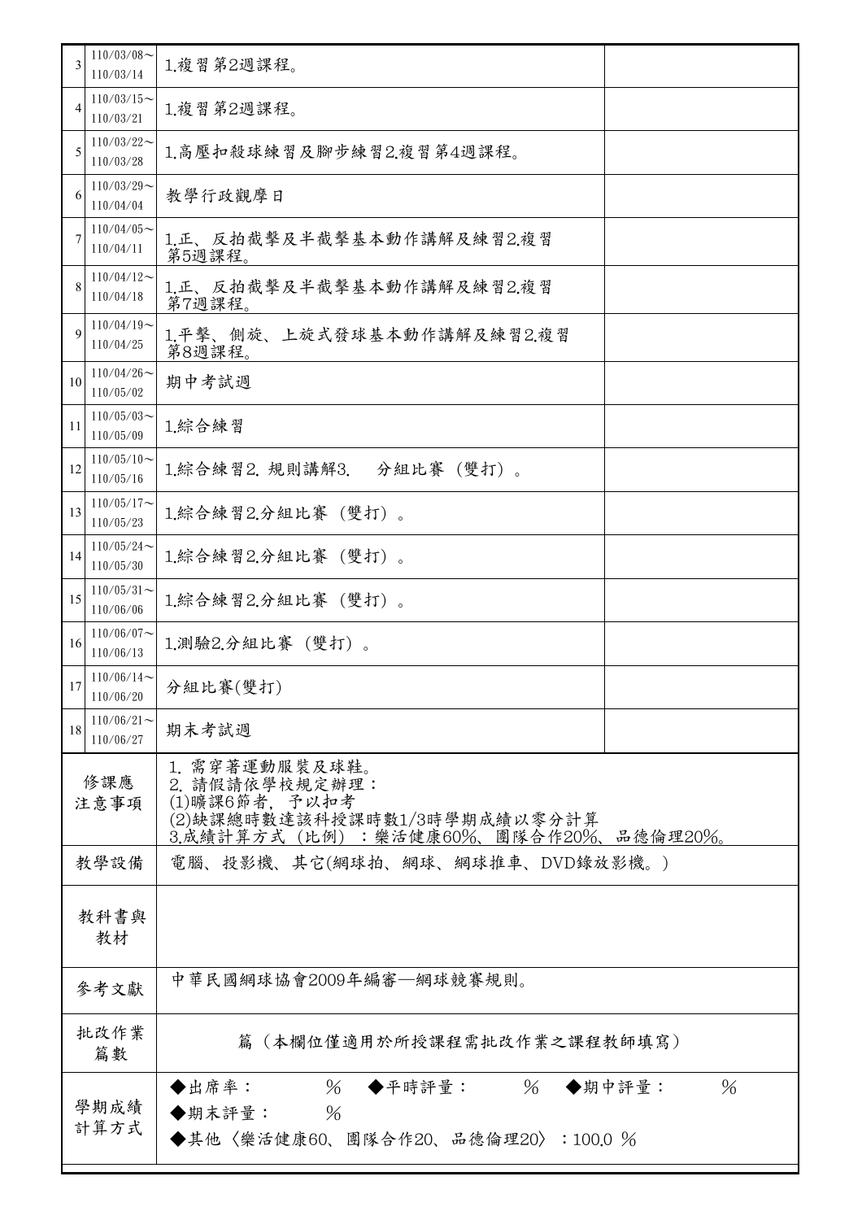| 3 | 110/03/08～110/03/14 | 1.複習第2週課程。 | |
|---|---|---|---|
| 4 | 110/03/15～110/03/21 | 1.複習第2週課程。 | |
| 5 | 110/03/22～110/03/28 | 1.高壓扣殺球練習及腳步練習2.複習第4週課程。 | |
| 6 | 110/03/29～110/04/04 | 教學行政觀摩日 | |
| 7 | 110/04/05～110/04/11 | 1.正、反拍截擊及半截擊基本動作講解及練習2.複習第5週課程。 | |
| 8 | 110/04/12～110/04/18 | 1.正、反拍截擊及半截擊基本動作講解及練習2.複習第7週課程。 | |
| 9 | 110/04/19～110/04/25 | 1.平擊、側旋、上旋式發球基本動作講解及練習2.複習第8週課程。 | |
| 10 | 110/04/26～110/05/02 | 期中考試週 | |
| 11 | 110/05/03～110/05/09 | 1.綜合練習 | |
| 12 | 110/05/10～110/05/16 | 1.綜合練習2. 規則講解3.　分組比賽（雙打）。 | |
| 13 | 110/05/17～110/05/23 | 1.綜合練習2.分組比賽（雙打）。 | |
| 14 | 110/05/24～110/05/30 | 1.綜合練習2.分組比賽（雙打）。 | |
| 15 | 110/05/31～110/06/06 | 1.綜合練習2.分組比賽（雙打）。 | |
| 16 | 110/06/07～110/06/13 | 1.測驗2.分組比賽（雙打）。 | |
| 17 | 110/06/14～110/06/20 | 分組比賽(雙打) | |
| 18 | 110/06/21～110/06/27 | 期末考試週 | |

| 修課應注意事項 | 1. 需穿著運動服裝及球鞋。<br>2. 請假請依學校規定辦理：<br>(1)曠課6節者，予以扣考<br>(2)缺課總時數達該科授課時數1/3時學期成績以零分計算<br>3.成績計算方式（比例）：樂活健康60%、團隊合作20%、品德倫理20%。 |
|---|---|
| 教學設備 | 電腦、投影機、其它(網球拍、網球、網球推車、DVD錄放影機。) |
| 教科書與教材 | |
| 參考文獻 | 中華民國網球協會2009年編審—網球競賽規則。 |
| 批改作業篇數 | 篇（本欄位僅適用於所授課程需批改作業之課程教師填寫） |
| 學期成績計算方式 | ◆出席率：　　%　◆平時評量：　　%　◆期中評量：　　%<br>◆期末評量：　　%<br>◆其他〈樂活健康60、團隊合作20、品德倫理20〉：100.0 % |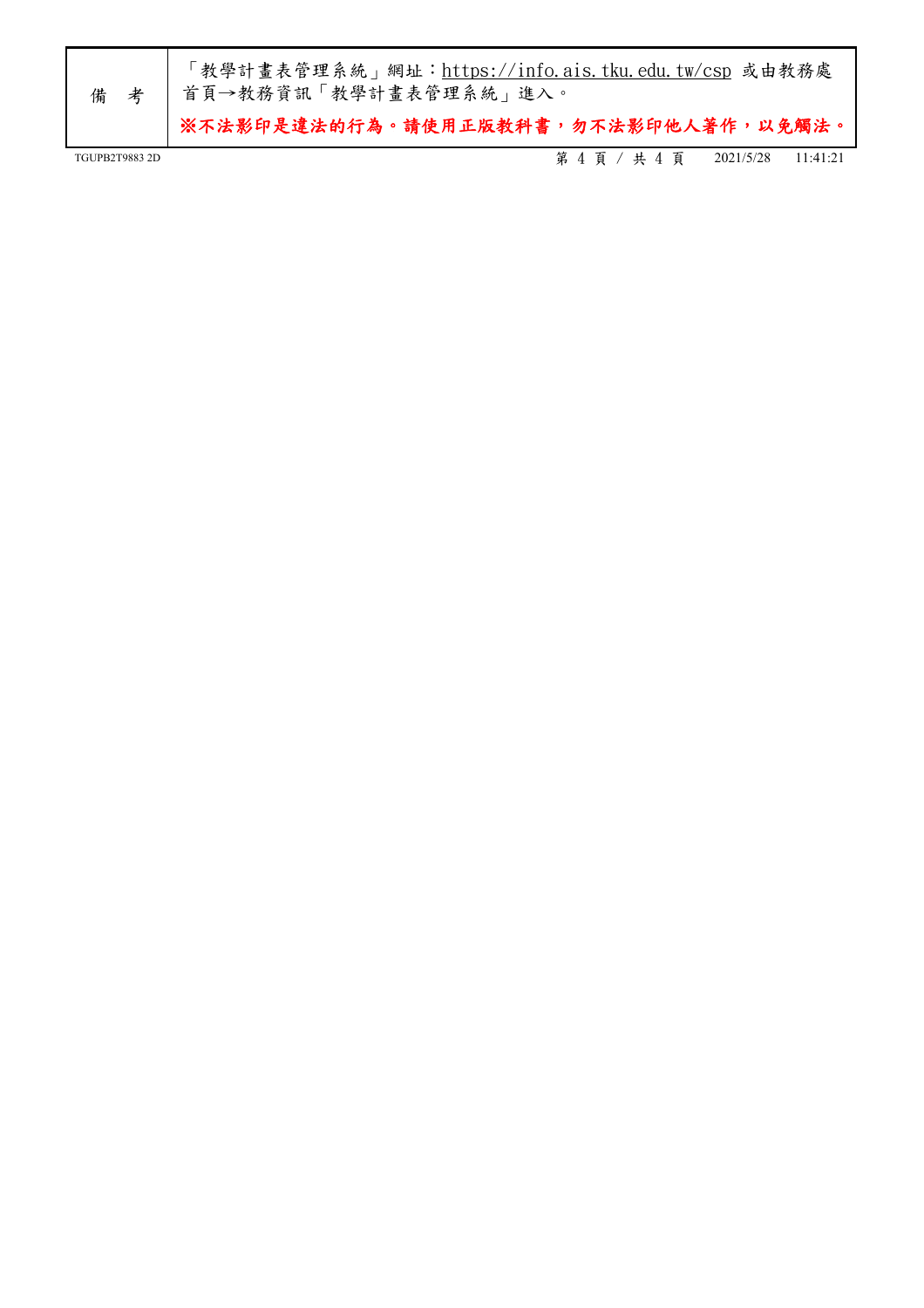| | |
|---|---|
| 備　考 | 「教學計畫表管理系統」網址：https://info.ais.tku.edu.tw/csp 或由教務處首頁→教務資訊「教學計畫表管理系統」進入。<br>**※不法影印是違法的行為。請使用正版教科書，勿不法影印他人著作，以免觸法。** |

TGUPB2T9883 2D

2021/5/28　11:41:21